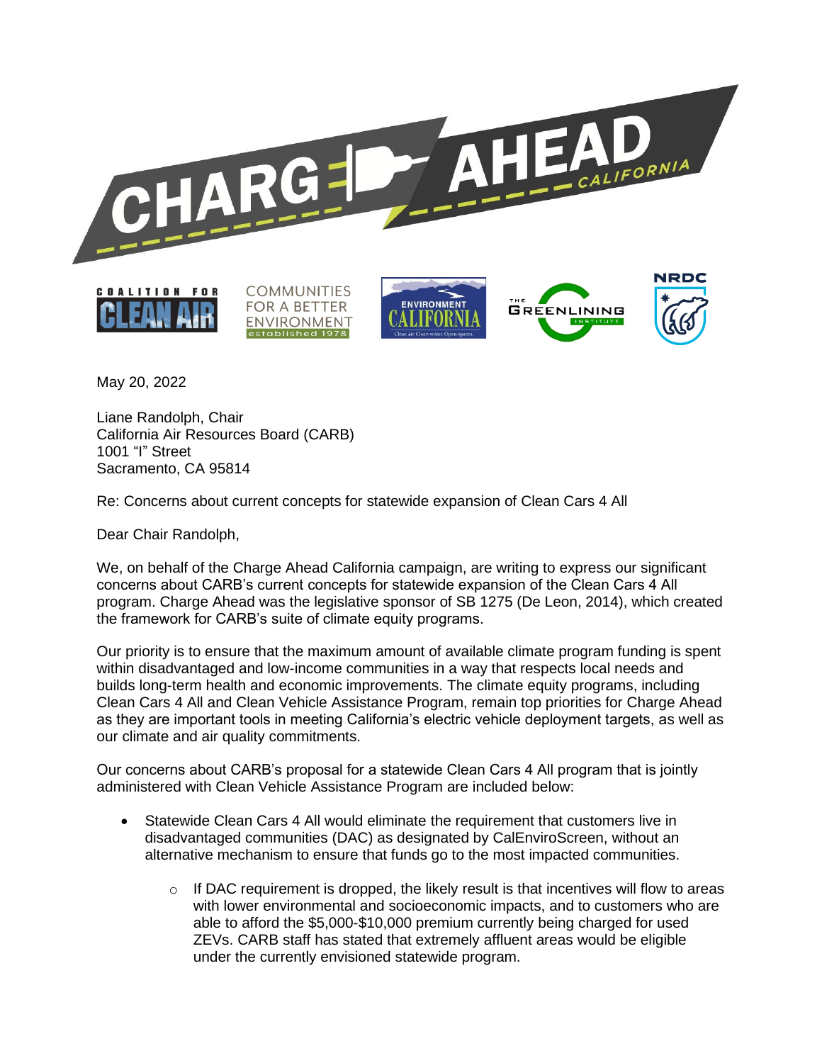May 20, 2022

Liane Randolph, Chair  
California Air Resources Board (CARB)  
1001 "I" Street  
Sacramento, CA 95814

Re: Concerns about current concepts for statewide expansion of Clean Cars 4 All

Dear Chair Randolph,

We, on behalf of the Charge Ahead California campaign, are writing to express our significant concerns about CARB's current concepts for statewide expansion of the Clean Cars 4 All program. Charge Ahead was the legislative sponsor of SB 1275 (De Leon, 2014), which created the framework for CARB's suite of climate equity programs.

Our priority is to ensure that the maximum amount of available climate program funding is spent within disadvantaged and low-income communities in a way that respects local needs and builds long-term health and economic improvements. The climate equity programs, including Clean Cars 4 All and Clean Vehicle Assistance Program, remain top priorities for Charge Ahead as they are important tools in meeting California's electric vehicle deployment targets, as well as our climate and air quality commitments.

Our concerns about CARB's proposal for a statewide Clean Cars 4 All program that is jointly administered with Clean Vehicle Assistance Program are included below:

- Statewide Clean Cars 4 All would eliminate the requirement that customers live in disadvantaged communities (DAC) as designated by CalEnviroScreen, without an alternative mechanism to ensure that funds go to the most impacted communities.
  - If DAC requirement is dropped, the likely result is that incentives will flow to areas with lower environmental and socioeconomic impacts, and to customers who are able to afford the $5,000-$10,000 premium currently being charged for used ZEVs. CARB staff has stated that extremely affluent areas would be eligible under the currently envisioned statewide program.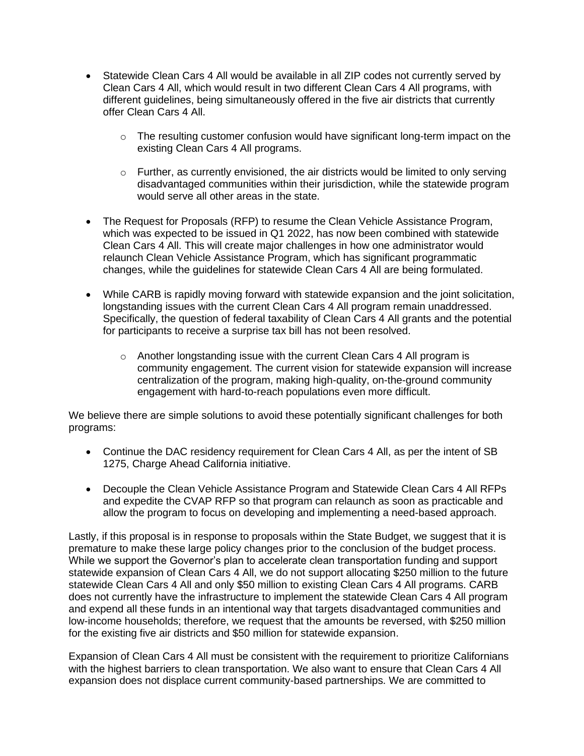- Statewide Clean Cars 4 All would be available in all ZIP codes not currently served by Clean Cars 4 All, which would result in two different Clean Cars 4 All programs, with different guidelines, being simultaneously offered in the five air districts that currently offer Clean Cars 4 All.
    - The resulting customer confusion would have significant long-term impact on the existing Clean Cars 4 All programs.
    - Further, as currently envisioned, the air districts would be limited to only serving disadvantaged communities within their jurisdiction, while the statewide program would serve all other areas in the state.
- The Request for Proposals (RFP) to resume the Clean Vehicle Assistance Program, which was expected to be issued in Q1 2022, has now been combined with statewide Clean Cars 4 All. This will create major challenges in how one administrator would relaunch Clean Vehicle Assistance Program, which has significant programmatic changes, while the guidelines for statewide Clean Cars 4 All are being formulated.
- While CARB is rapidly moving forward with statewide expansion and the joint solicitation, longstanding issues with the current Clean Cars 4 All program remain unaddressed. Specifically, the question of federal taxability of Clean Cars 4 All grants and the potential for participants to receive a surprise tax bill has not been resolved.
    - Another longstanding issue with the current Clean Cars 4 All program is community engagement. The current vision for statewide expansion will increase centralization of the program, making high-quality, on-the-ground community engagement with hard-to-reach populations even more difficult.

We believe there are simple solutions to avoid these potentially significant challenges for both programs:

- Continue the DAC residency requirement for Clean Cars 4 All, as per the intent of SB 1275, Charge Ahead California initiative.
- Decouple the Clean Vehicle Assistance Program and Statewide Clean Cars 4 All RFPs and expedite the CVAP RFP so that program can relaunch as soon as practicable and allow the program to focus on developing and implementing a need-based approach.

Lastly, if this proposal is in response to proposals within the State Budget, we suggest that it is premature to make these large policy changes prior to the conclusion of the budget process. While we support the Governor's plan to accelerate clean transportation funding and support statewide expansion of Clean Cars 4 All, we do not support allocating $250 million to the future statewide Clean Cars 4 All and only $50 million to existing Clean Cars 4 All programs. CARB does not currently have the infrastructure to implement the statewide Clean Cars 4 All program and expend all these funds in an intentional way that targets disadvantaged communities and low-income households; therefore, we request that the amounts be reversed, with $250 million for the existing five air districts and $50 million for statewide expansion.

Expansion of Clean Cars 4 All must be consistent with the requirement to prioritize Californians with the highest barriers to clean transportation. We also want to ensure that Clean Cars 4 All expansion does not displace current community-based partnerships. We are committed to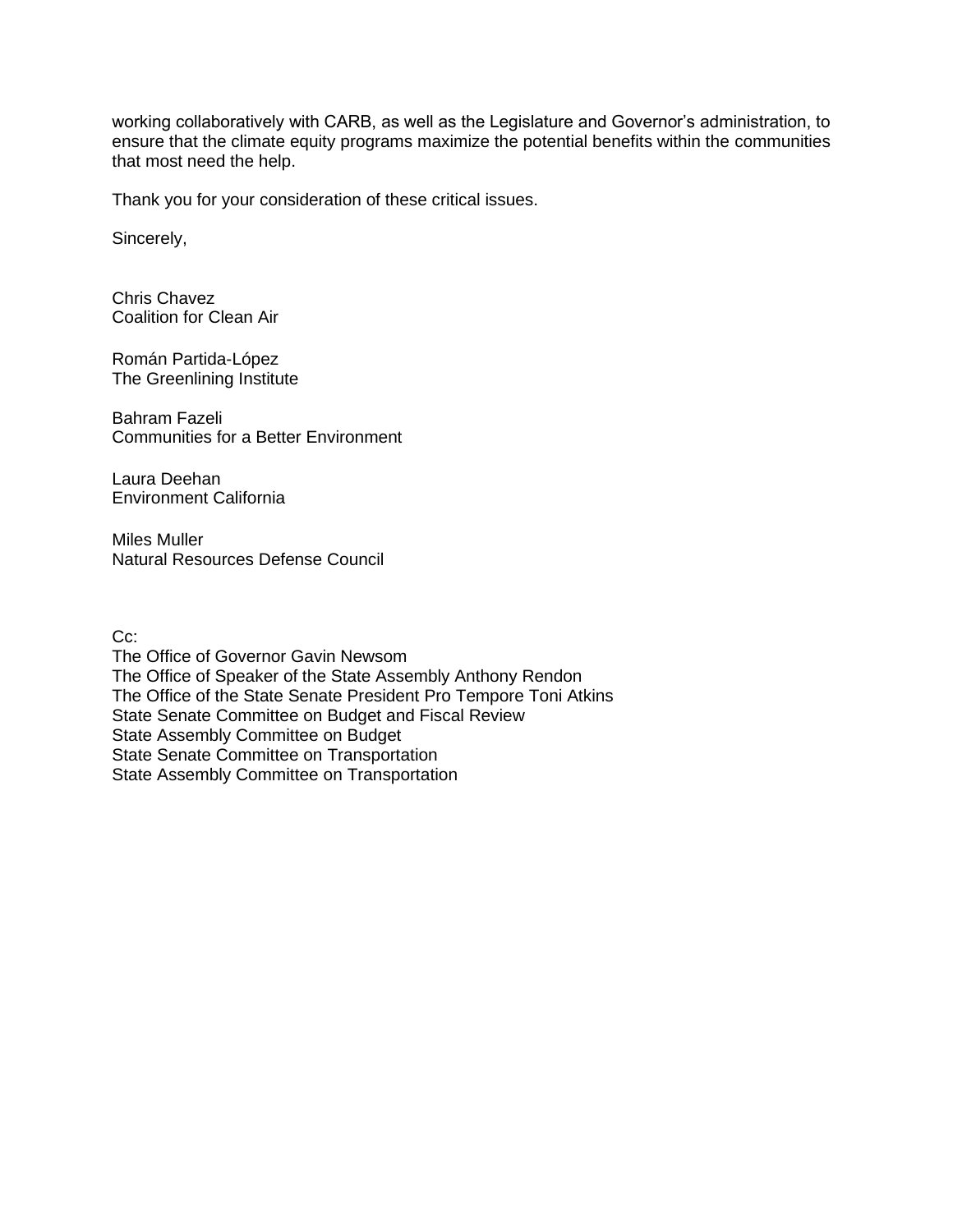working collaboratively with CARB, as well as the Legislature and Governor's administration, to ensure that the climate equity programs maximize the potential benefits within the communities that most need the help.

Thank you for your consideration of these critical issues.

Sincerely,

Chris Chavez
Coalition for Clean Air

Román Partida-López
The Greenlining Institute

Bahram Fazeli
Communities for a Better Environment

Laura Deehan
Environment California

Miles Muller
Natural Resources Defense Council

Cc:
The Office of Governor Gavin Newsom
The Office of Speaker of the State Assembly Anthony Rendon
The Office of the State Senate President Pro Tempore Toni Atkins
State Senate Committee on Budget and Fiscal Review
State Assembly Committee on Budget
State Senate Committee on Transportation
State Assembly Committee on Transportation